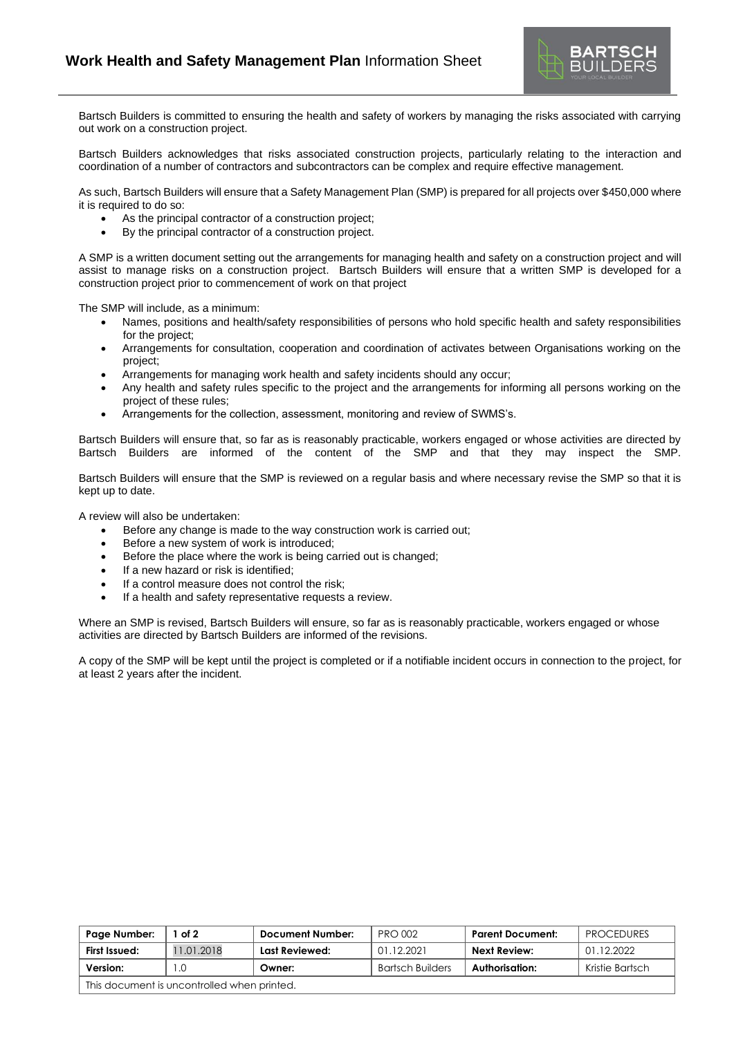# **Work Health and Safety Management Plan** Information Sheet

Bartsch Builders is committed to ensuring the health and safety of workers by managing the risks associated with carrying out work on a construction project.

Bartsch Builders acknowledges that risks associated construction projects, particularly relating to the interaction and coordination of a number of contractors and subcontractors can be complex and require effective management.

As such, Bartsch Builders will ensure that a Safety Management Plan (SMP) is prepared for all projects over $450,000 where it is required to do so:

- As the principal contractor of a construction project;
- By the principal contractor of a construction project.

A SMP is a written document setting out the arrangements for managing health and safety on a construction project and will assist to manage risks on a construction project. Bartsch Builders will ensure that a written SMP is developed for a construction project prior to commencement of work on that project

The SMP will include, as a minimum:

- Names, positions and health/safety responsibilities of persons who hold specific health and safety responsibilities for the project;
- Arrangements for consultation, cooperation and coordination of activates between Organisations working on the project;
- Arrangements for managing work health and safety incidents should any occur;
- Any health and safety rules specific to the project and the arrangements for informing all persons working on the project of these rules;
- Arrangements for the collection, assessment, monitoring and review of SWMS's.

Bartsch Builders will ensure that, so far as is reasonably practicable, workers engaged or whose activities are directed by Bartsch Builders are informed of the content of the SMP and that they may inspect the SMP.

Bartsch Builders will ensure that the SMP is reviewed on a regular basis and where necessary revise the SMP so that it is kept up to date.

A review will also be undertaken:

- Before any change is made to the way construction work is carried out;
- Before a new system of work is introduced;
- Before the place where the work is being carried out is changed;
- If a new hazard or risk is identified;
- If a control measure does not control the risk;
- If a health and safety representative requests a review.

Where an SMP is revised, Bartsch Builders will ensure, so far as is reasonably practicable, workers engaged or whose activities are directed by Bartsch Builders are informed of the revisions.

A copy of the SMP will be kept until the project is completed or if a notifiable incident occurs in connection to the project, for at least 2 years after the incident.

| **Page Number:** | **1 of 2** | **Document Number:** | PRO 002 | **Parent Document:** | PROCEDURES |
|---|---|---|---|---|---|
| **First Issued:** | 11.01.2018 | **Last Reviewed:** | 01.12.2021 | **Next Review:** | 01.12.2022 |
| **Version:** | 1.0 | **Owner:** | Bartsch Builders | **Authorisation:** | Kristie Bartsch |
| This document is uncontrolled when printed. | | | | | |